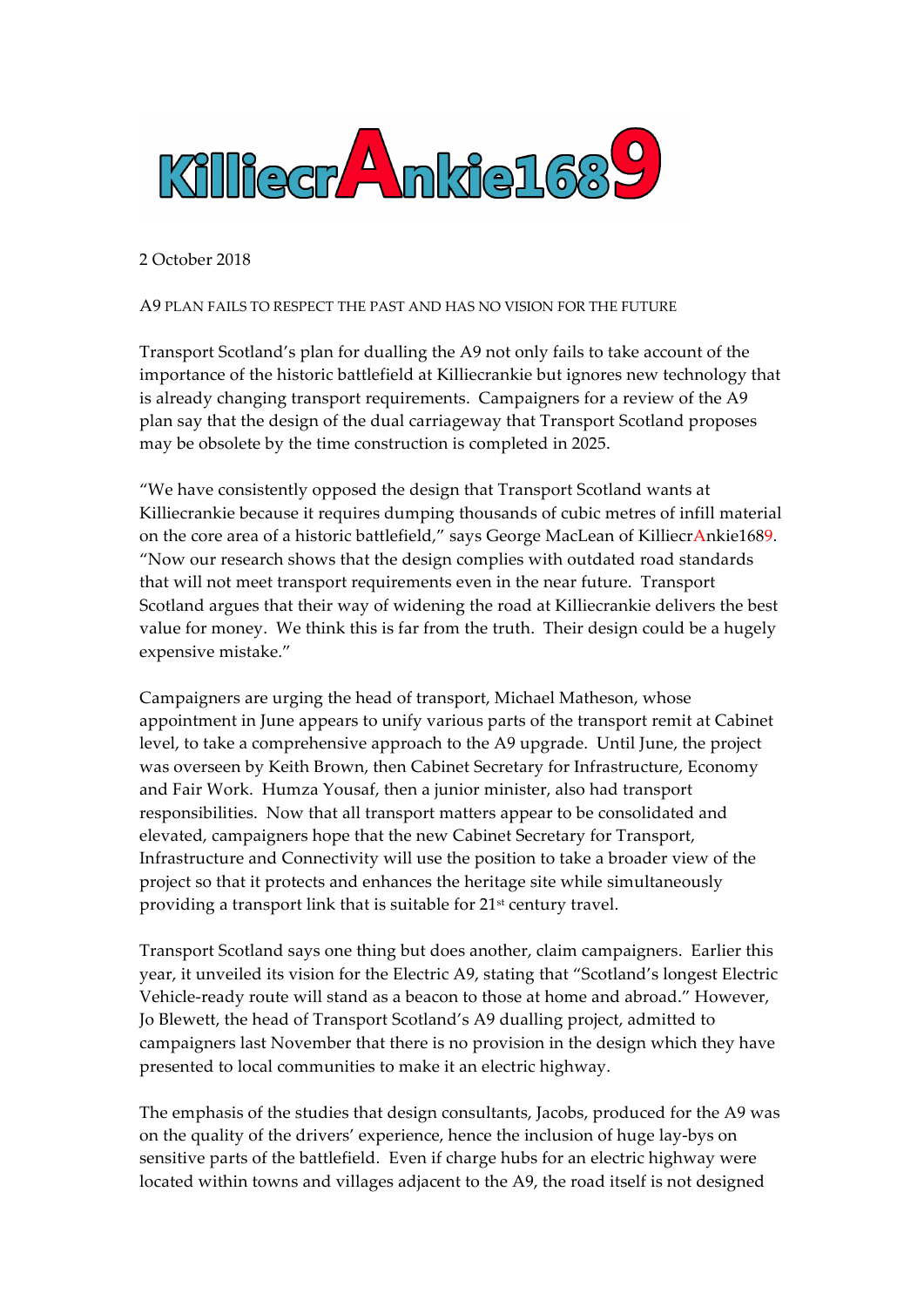# KilliecrAnkie1689

2 October 2018

A9 PLAN FAILS TO RESPECT THE PAST AND HAS NO VISION FOR THE FUTURE

Transport Scotland's plan for dualling the A9 not only fails to take account of the importance of the historic battlefield at Killiecrankie but ignores new technology that is already changing transport requirements. Campaigners for a review of the A9 plan say that the design of the dual carriageway that Transport Scotland proposes may be obsolete by the time construction is completed in 2025.

"We have consistently opposed the design that Transport Scotland wants at Killiecrankie because it requires dumping thousands of cubic metres of infill material on the core area of a historic battlefield," says George MacLean of KilliecrAnkie1689. "Now our research shows that the design complies with outdated road standards that will not meet transport requirements even in the near future. Transport Scotland argues that their way of widening the road at Killiecrankie delivers the best value for money. We think this is far from the truth. Their design could be a hugely expensive mistake."

Campaigners are urging the head of transport, Michael Matheson, whose appointment in June appears to unify various parts of the transport remit at Cabinet level, to take a comprehensive approach to the A9 upgrade. Until June, the project was overseen by Keith Brown, then Cabinet Secretary for Infrastructure, Economy and Fair Work. Humza Yousaf, then a junior minister, also had transport responsibilities. Now that all transport matters appear to be consolidated and elevated, campaigners hope that the new Cabinet Secretary for Transport, Infrastructure and Connectivity will use the position to take a broader view of the project so that it protects and enhances the heritage site while simultaneously providing a transport link that is suitable for 21st century travel.

Transport Scotland says one thing but does another, claim campaigners. Earlier this year, it unveiled its vision for the Electric A9, stating that "Scotland's longest Electric Vehicle-ready route will stand as a beacon to those at home and abroad." However, Jo Blewett, the head of Transport Scotland's A9 dualling project, admitted to campaigners last November that there is no provision in the design which they have presented to local communities to make it an electric highway.

The emphasis of the studies that design consultants, Jacobs, produced for the A9 was on the quality of the drivers' experience, hence the inclusion of huge lay-bys on sensitive parts of the battlefield. Even if charge hubs for an electric highway were located within towns and villages adjacent to the A9, the road itself is not designed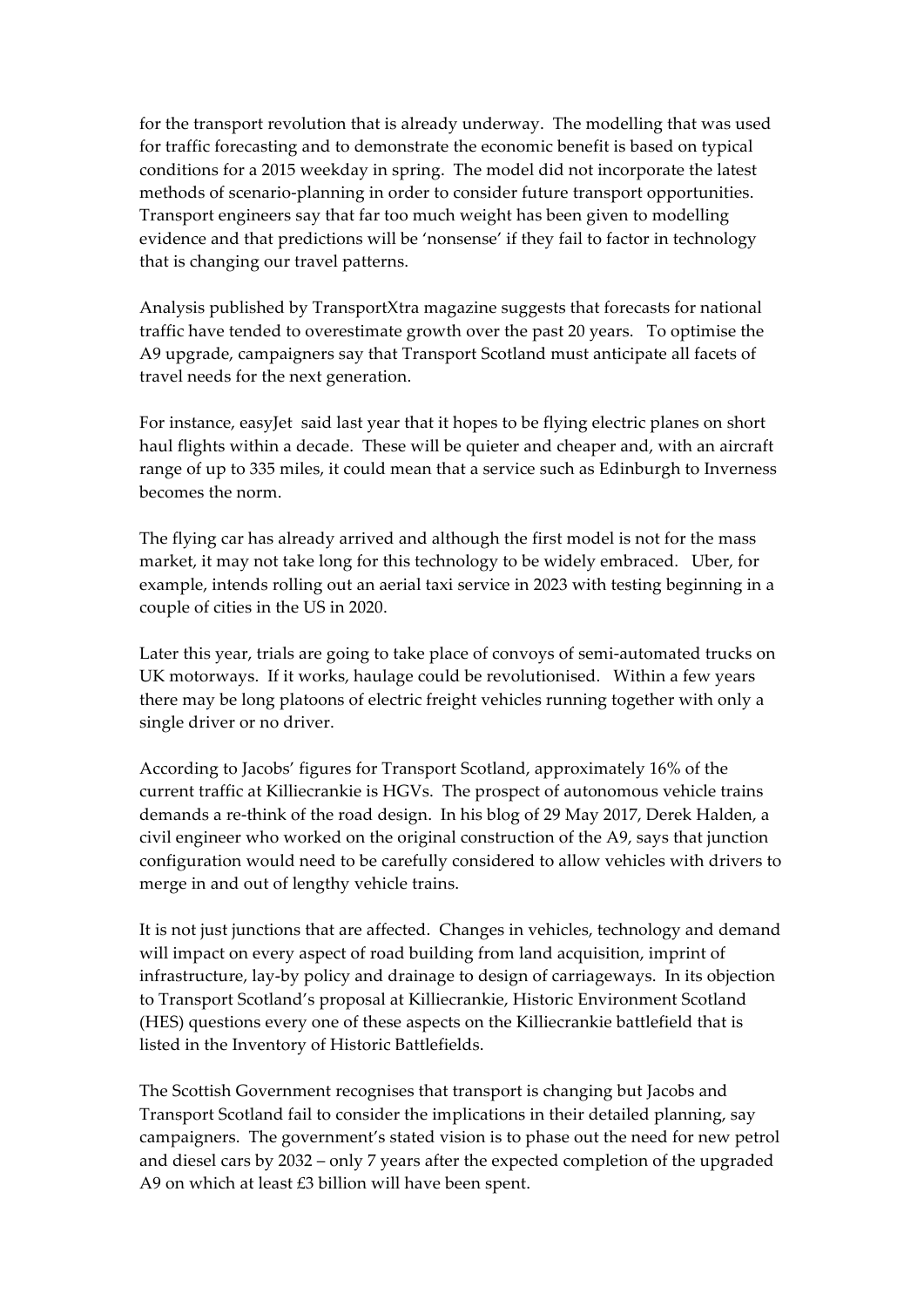for the transport revolution that is already underway. The modelling that was used for traffic forecasting and to demonstrate the economic benefit is based on typical conditions for a 2015 weekday in spring. The model did not incorporate the latest methods of scenario-planning in order to consider future transport opportunities. Transport engineers say that far too much weight has been given to modelling evidence and that predictions will be 'nonsense' if they fail to factor in technology that is changing our travel patterns.

Analysis published by TransportXtra magazine suggests that forecasts for national traffic have tended to overestimate growth over the past 20 years. To optimise the A9 upgrade, campaigners say that Transport Scotland must anticipate all facets of travel needs for the next generation.

For instance, easyJet said last year that it hopes to be flying electric planes on short haul flights within a decade. These will be quieter and cheaper and, with an aircraft range of up to 335 miles, it could mean that a service such as Edinburgh to Inverness becomes the norm.

The flying car has already arrived and although the first model is not for the mass market, it may not take long for this technology to be widely embraced. Uber, for example, intends rolling out an aerial taxi service in 2023 with testing beginning in a couple of cities in the US in 2020.

Later this year, trials are going to take place of convoys of semi-automated trucks on UK motorways. If it works, haulage could be revolutionised. Within a few years there may be long platoons of electric freight vehicles running together with only a single driver or no driver.

According to Jacobs' figures for Transport Scotland, approximately 16% of the current traffic at Killiecrankie is HGVs. The prospect of autonomous vehicle trains demands a re-think of the road design. In his blog of 29 May 2017, Derek Halden, a civil engineer who worked on the original construction of the A9, says that junction configuration would need to be carefully considered to allow vehicles with drivers to merge in and out of lengthy vehicle trains.

It is not just junctions that are affected. Changes in vehicles, technology and demand will impact on every aspect of road building from land acquisition, imprint of infrastructure, lay-by policy and drainage to design of carriageways. In its objection to Transport Scotland's proposal at Killiecrankie, Historic Environment Scotland (HES) questions every one of these aspects on the Killiecrankie battlefield that is listed in the Inventory of Historic Battlefields.

The Scottish Government recognises that transport is changing but Jacobs and Transport Scotland fail to consider the implications in their detailed planning, say campaigners. The government's stated vision is to phase out the need for new petrol and diesel cars by 2032 – only 7 years after the expected completion of the upgraded A9 on which at least £3 billion will have been spent.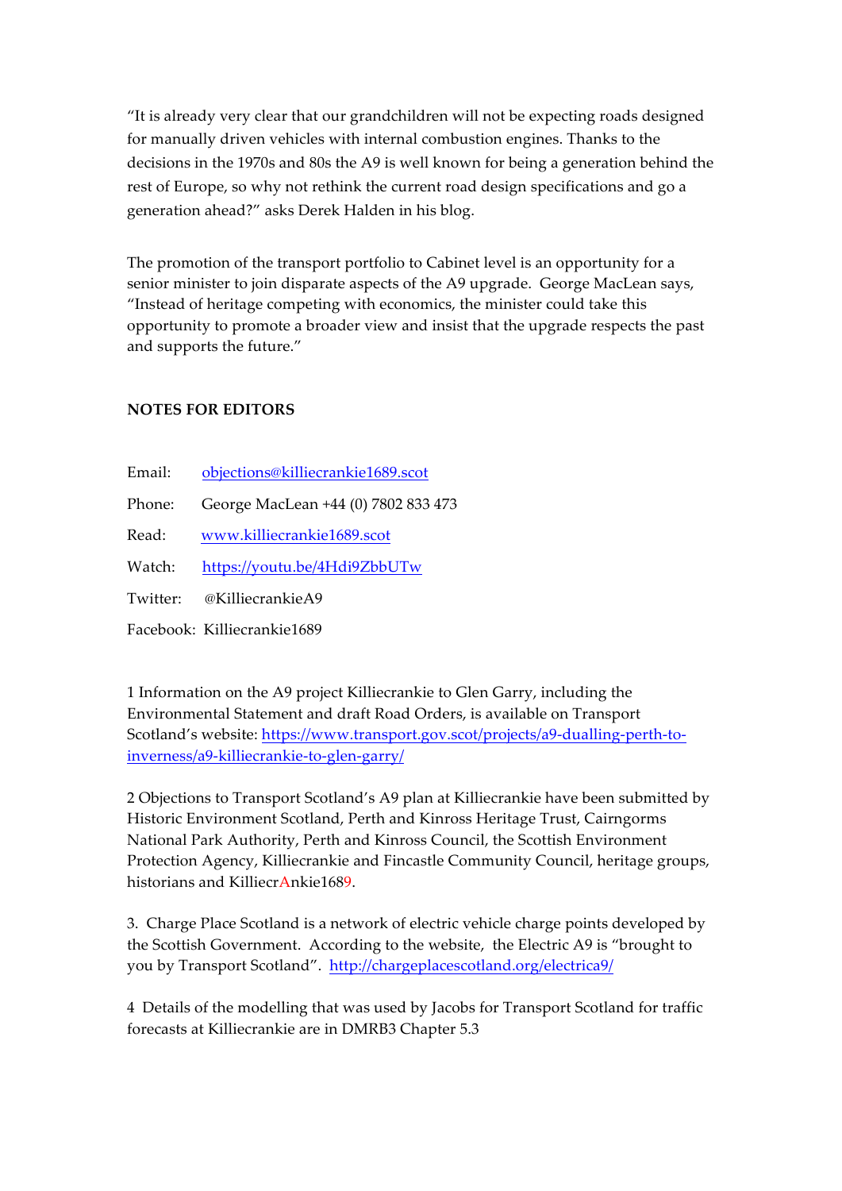"It is already very clear that our grandchildren will not be expecting roads designed for manually driven vehicles with internal combustion engines. Thanks to the decisions in the 1970s and 80s the A9 is well known for being a generation behind the rest of Europe, so why not rethink the current road design specifications and go a generation ahead?" asks Derek Halden in his blog.

The promotion of the transport portfolio to Cabinet level is an opportunity for a senior minister to join disparate aspects of the A9 upgrade. George MacLean says, "Instead of heritage competing with economics, the minister could take this opportunity to promote a broader view and insist that the upgrade respects the past and supports the future."

**NOTES FOR EDITORS**

Email: [objections@killiecrankie1689.scot](mailto:objections@killiecrankie1689.scot)

Phone: George MacLean +44 (0) 7802 833 473

Read: [www.killiecrankie1689.scot](http://www.killiecrankie1689.scot)

Watch: [https://youtu.be/4Hdi9ZbbUTw](https://youtu.be/4Hdi9ZbbUTw)

Twitter: @KilliecrankieA9

Facebook: Killiecrankie1689

1 Information on the A9 project Killiecrankie to Glen Garry, including the Environmental Statement and draft Road Orders, is available on Transport Scotland's website: [https://www.transport.gov.scot/projects/a9-dualling-perth-to-inverness/a9-killiecrankie-to-glen-garry/](https://www.transport.gov.scot/projects/a9-dualling-perth-to-inverness/a9-killiecrankie-to-glen-garry/)

2 Objections to Transport Scotland's A9 plan at Killiecrankie have been submitted by Historic Environment Scotland, Perth and Kinross Heritage Trust, Cairngorms National Park Authority, Perth and Kinross Council, the Scottish Environment Protection Agency, Killiecrankie and Fincastle Community Council, heritage groups, historians and KilliecrAnkie1689.

3. Charge Place Scotland is a network of electric vehicle charge points developed by the Scottish Government. According to the website, the Electric A9 is "brought to you by Transport Scotland". [http://chargeplacescotland.org/electrica9/](http://chargeplacescotland.org/electrica9/)

4 Details of the modelling that was used by Jacobs for Transport Scotland for traffic forecasts at Killiecrankie are in DMRB3 Chapter 5.3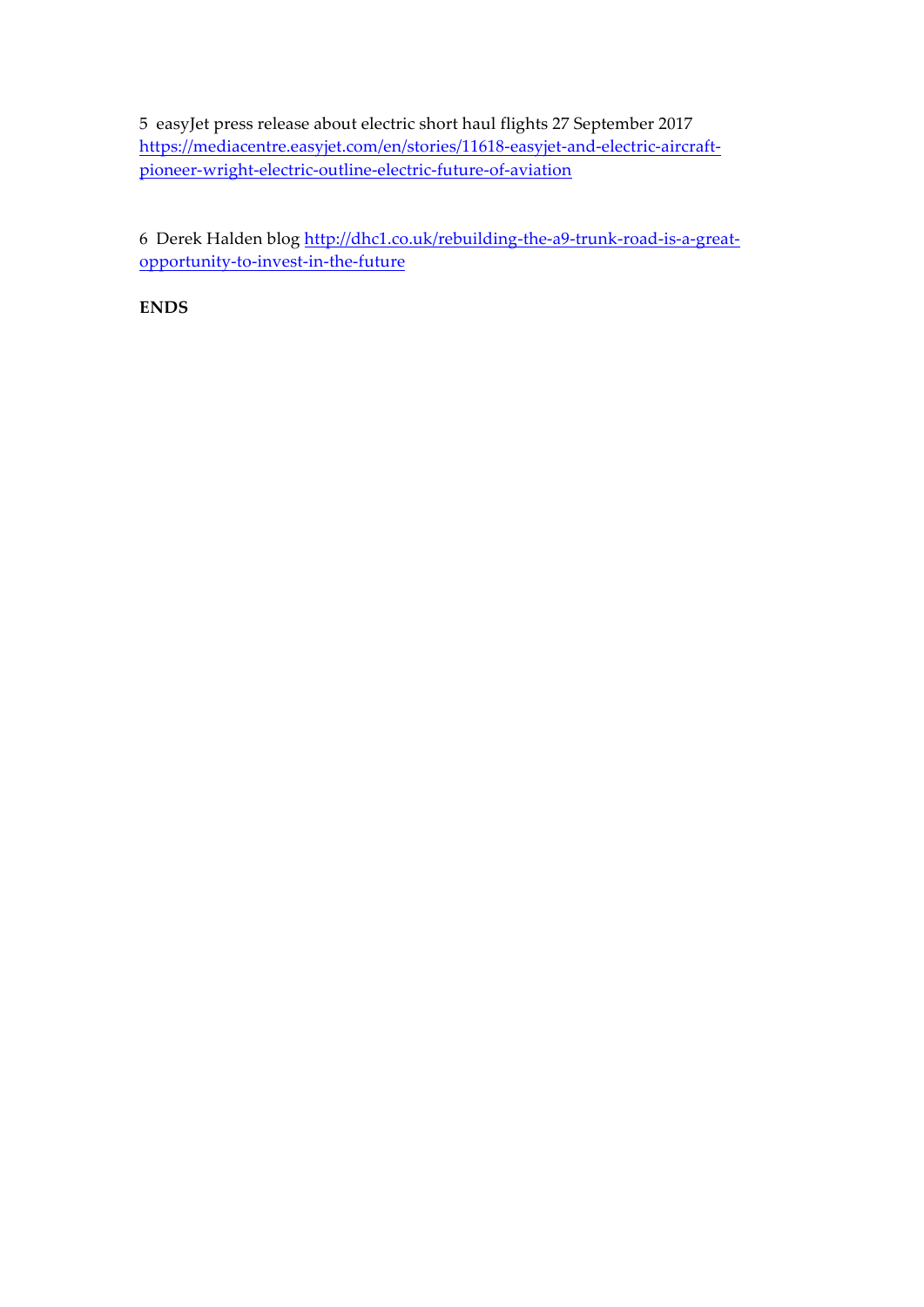5 easyJet press release about electric short haul flights 27 September 2017 [https://mediacentre.easyjet.com/en/stories/11618-easyjet-and-electric-aircraft-pioneer-wright-electric-outline-electric-future-of-aviation](https://mediacentre.easyjet.com/en/stories/11618-easyjet-and-electric-aircraft-pioneer-wright-electric-outline-electric-future-of-aviation)

6 Derek Halden blog [http://dhc1.co.uk/rebuilding-the-a9-trunk-road-is-a-great-opportunity-to-invest-in-the-future](http://dhc1.co.uk/rebuilding-the-a9-trunk-road-is-a-great-opportunity-to-invest-in-the-future)

**ENDS**